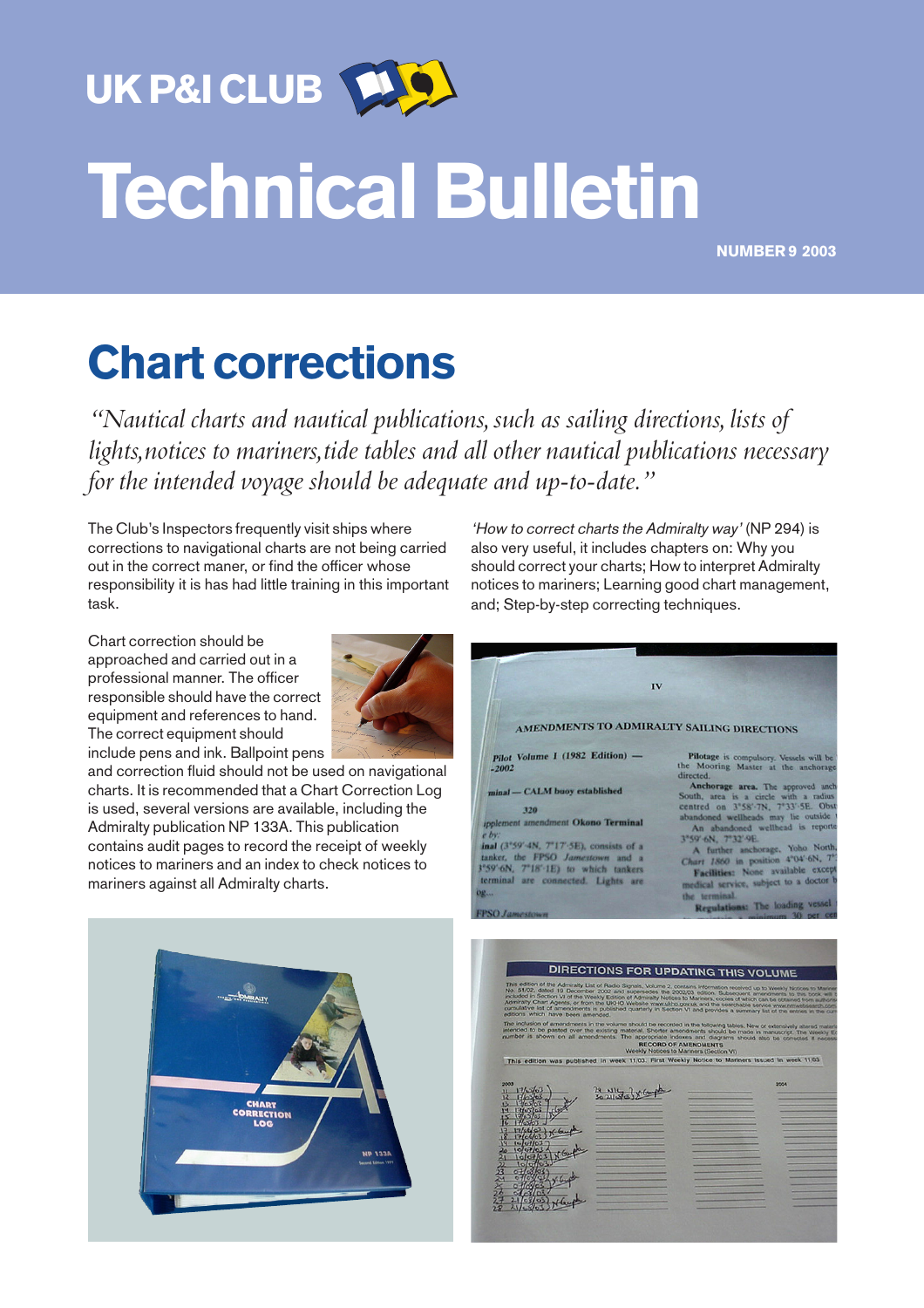UK P&I CLUB

# Technical Bulletin

**NUMBER 9 2003**

## Chart corrections

*"Nautical charts and nautical publications, such as sailing directions, lists of lights, notices to mariners, tide tables and all other nautical publications necessary for the intended voyage should be adequate and up-to-date."*

The Club's Inspectors frequently visit ships where corrections to navigational charts are not being carried out in the correct maner, or find the officer whose responsibility it is has had little training in this important task.

Chart correction should be approached and carried out in a professional manner. The officer responsible should have the correct equipment and references to hand. The correct equipment should include pens and ink. Ballpoint pens and correction fluid should not be used on navigational charts. It is recommended that a Chart Correction Log is used, several versions are available, including the Admiralty publication NP 133A. This publication contains audit pages to record the receipt of weekly notices to mariners and an index to check notices to mariners against all Admiralty charts.

*'How to correct charts the Admiralty way'* (NP 294) is also very useful, it includes chapters on: Why you should correct your charts; How to interpret Admiralty notices to mariners; Learning good chart management, and; Step-by-step correcting techniques.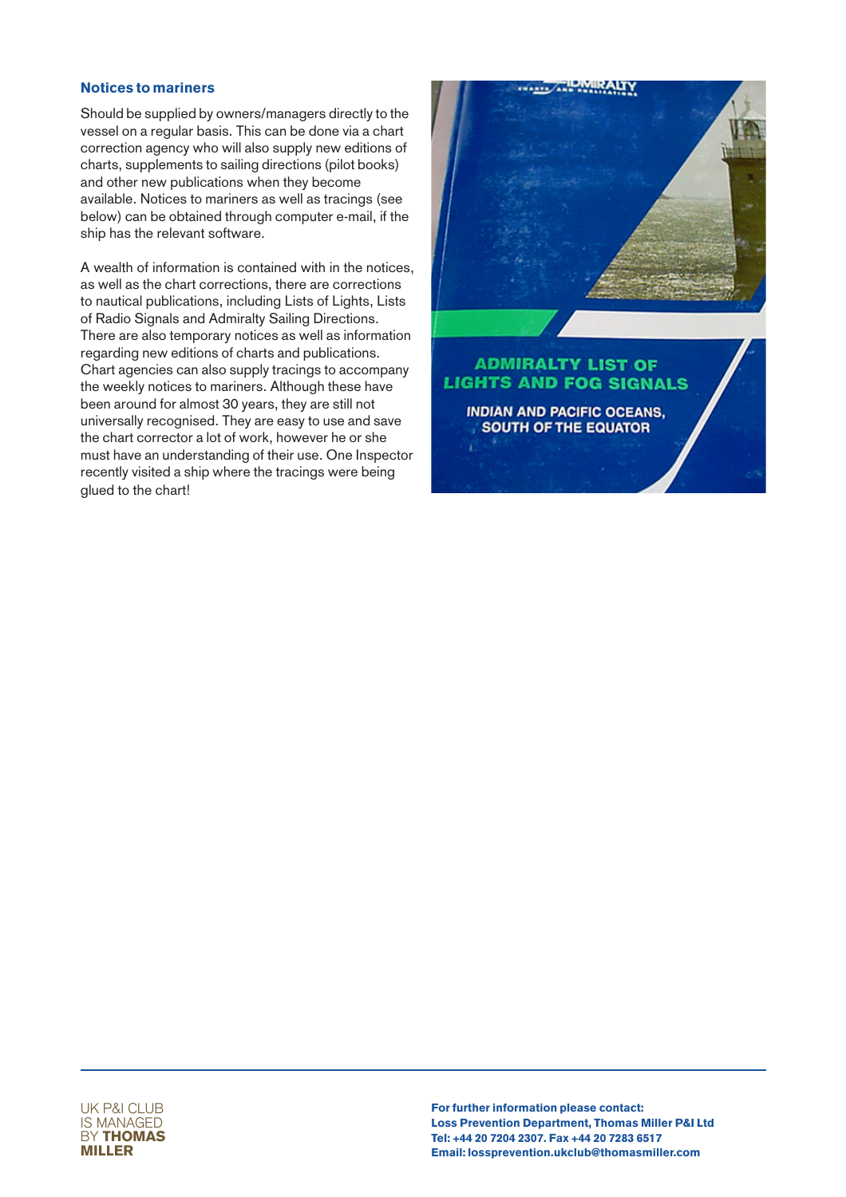### Notices to mariners

Should be supplied by owners/managers directly to the vessel on a regular basis. This can be done via a chart correction agency who will also supply new editions of charts, supplements to sailing directions (pilot books) and other new publications when they become available. Notices to mariners as well as tracings (see below) can be obtained through computer e-mail, if the ship has the relevant software.

A wealth of information is contained with in the notices, as well as the chart corrections, there are corrections to nautical publications, including Lists of Lights, Lists of Radio Signals and Admiralty Sailing Directions. There are also temporary notices as well as information regarding new editions of charts and publications. Chart agencies can also supply tracings to accompany the weekly notices to mariners. Although these have been around for almost 30 years, they are still not universally recognised. They are easy to use and save the chart corrector a lot of work, however he or she must have an understanding of their use. One Inspector recently visited a ship where the tracings were being glued to the chart!

UK P&I CLUB IS MANAGED BY **THOMAS MILLER**

**For further information please contact:**
**Loss Prevention Department, Thomas Miller P&I Ltd**
**Tel: +44 20 7204 2307. Fax +44 20 7283 6517**
**Email: lossprevention.ukclub@thomasmiller.com**